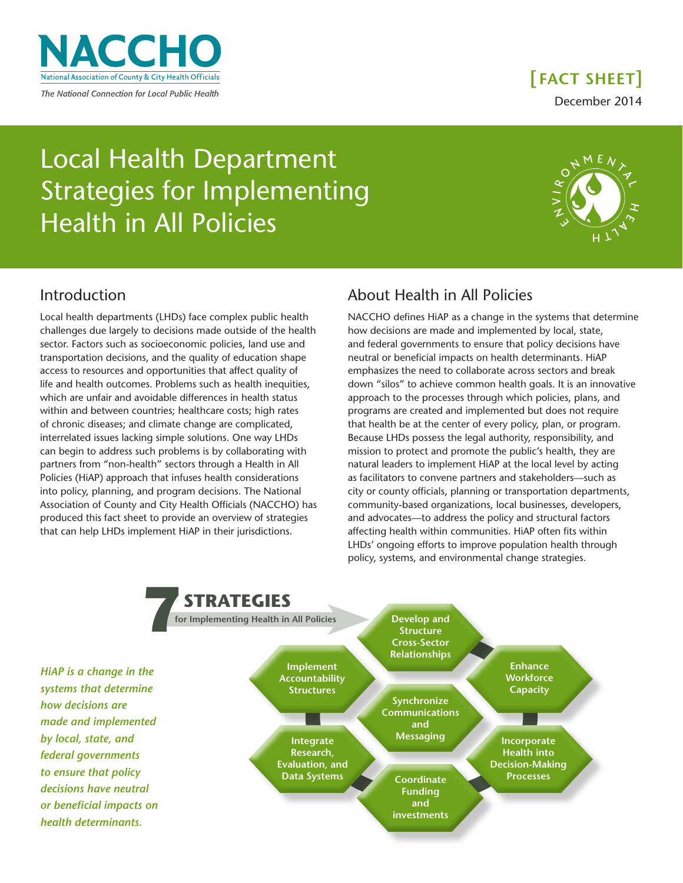NACCHO

National Association of County & City Health Officials

*The National Connection for Local Public Health*

**[FACT SHEET]**

December 2014

# Local Health Department Strategies for Implementing Health in All Policies

## Introduction

Local health departments (LHDs) face complex public health challenges due largely to decisions made outside of the health sector. Factors such as socioeconomic policies, land use and transportation decisions, and the quality of education shape access to resources and opportunities that affect quality of life and health outcomes. Problems such as health inequities, which are unfair and avoidable differences in health status within and between countries; healthcare costs; high rates of chronic diseases; and climate change are complicated, interrelated issues lacking simple solutions. One way LHDs can begin to address such problems is by collaborating with partners from "non-health" sectors through a Health in All Policies (HiAP) approach that infuses health considerations into policy, planning, and program decisions. The National Association of County and City Health Officials (NACCHO) has produced this fact sheet to provide an overview of strategies that can help LHDs implement HiAP in their jurisdictions.

## About Health in All Policies

NACCHO defines HiAP as a change in the systems that determine how decisions are made and implemented by local, state, and federal governments to ensure that policy decisions have neutral or beneficial impacts on health determinants. HiAP emphasizes the need to collaborate across sectors and break down "silos" to achieve common health goals. It is an innovative approach to the processes through which policies, plans, and programs are created and implemented but does not require that health be at the center of every policy, plan, or program. Because LHDs possess the legal authority, responsibility, and mission to protect and promote the public's health, they are natural leaders to implement HiAP at the local level by acting as facilitators to convene partners and stakeholders—such as city or county officials, planning or transportation departments, community-based organizations, local businesses, developers, and advocates—to address the policy and structural factors affecting health within communities. HiAP often fits within LHDs' ongoing efforts to improve population health through policy, systems, and environmental change strategies.

## 7 STRATEGIES for Implementing Health in All Policies

***HiAP is a change in the systems that determine how decisions are made and implemented by local, state, and federal governments to ensure that policy decisions have neutral or beneficial impacts on health determinants.***

- Develop and Structure Cross-Sector Relationships
- Enhance Workforce Capacity
- Incorporate Health into Decision-Making Processes
- Coordinate Funding and investments
- Integrate Research, Evaluation, and Data Systems
- Implement Accountability Structures
- Synchronize Communications and Messaging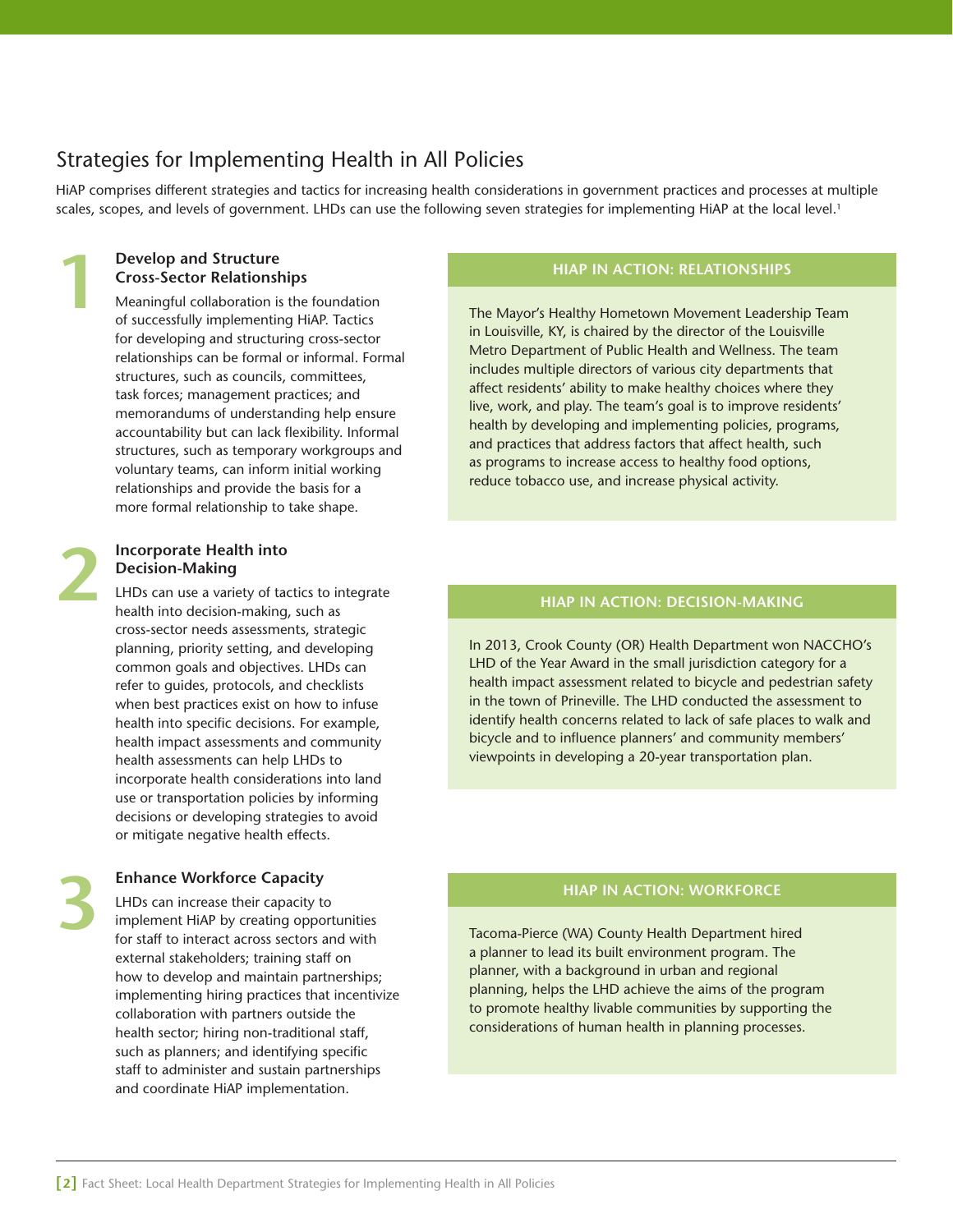## Strategies for Implementing Health in All Policies

HiAP comprises different strategies and tactics for increasing health considerations in government practices and processes at multiple scales, scopes, and levels of government. LHDs can use the following seven strategies for implementing HiAP at the local level.[1]

### 1 Develop and Structure Cross-Sector Relationships

Meaningful collaboration is the foundation of successfully implementing HiAP. Tactics for developing and structuring cross-sector relationships can be formal or informal. Formal structures, such as councils, committees, task forces; management practices; and memorandums of understanding help ensure accountability but can lack flexibility. Informal structures, such as temporary workgroups and voluntary teams, can inform initial working relationships and provide the basis for a more formal relationship to take shape.

#### HIAP IN ACTION: RELATIONSHIPS

The Mayor's Healthy Hometown Movement Leadership Team in Louisville, KY, is chaired by the director of the Louisville Metro Department of Public Health and Wellness. The team includes multiple directors of various city departments that affect residents' ability to make healthy choices where they live, work, and play. The team's goal is to improve residents' health by developing and implementing policies, programs, and practices that address factors that affect health, such as programs to increase access to healthy food options, reduce tobacco use, and increase physical activity.

### 2 Incorporate Health into Decision-Making

LHDs can use a variety of tactics to integrate health into decision-making, such as cross-sector needs assessments, strategic planning, priority setting, and developing common goals and objectives. LHDs can refer to guides, protocols, and checklists when best practices exist on how to infuse health into specific decisions. For example, health impact assessments and community health assessments can help LHDs to incorporate health considerations into land use or transportation policies by informing decisions or developing strategies to avoid or mitigate negative health effects.

#### HIAP IN ACTION: DECISION-MAKING

In 2013, Crook County (OR) Health Department won NACCHO's LHD of the Year Award in the small jurisdiction category for a health impact assessment related to bicycle and pedestrian safety in the town of Prineville. The LHD conducted the assessment to identify health concerns related to lack of safe places to walk and bicycle and to influence planners' and community members' viewpoints in developing a 20-year transportation plan.

### 3 Enhance Workforce Capacity

LHDs can increase their capacity to implement HiAP by creating opportunities for staff to interact across sectors and with external stakeholders; training staff on how to develop and maintain partnerships; implementing hiring practices that incentivize collaboration with partners outside the health sector; hiring non-traditional staff, such as planners; and identifying specific staff to administer and sustain partnerships and coordinate HiAP implementation.

#### HIAP IN ACTION: WORKFORCE

Tacoma-Pierce (WA) County Health Department hired a planner to lead its built environment program. The planner, with a background in urban and regional planning, helps the LHD achieve the aims of the program to promote healthy livable communities by supporting the considerations of human health in planning processes.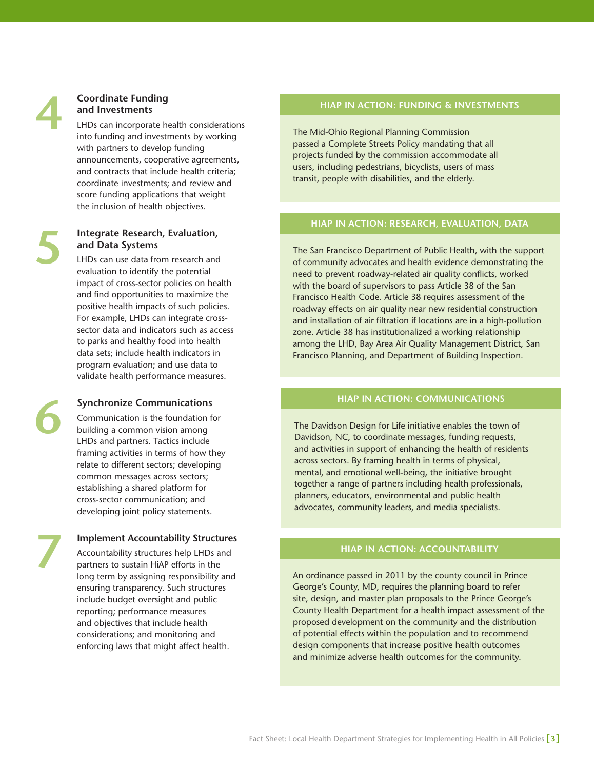## 4 Coordinate Funding and Investments

LHDs can incorporate health considerations into funding and investments by working with partners to develop funding announcements, cooperative agreements, and contracts that include health criteria; coordinate investments; and review and score funding applications that weight the inclusion of health objectives.

### HIAP IN ACTION: FUNDING & INVESTMENTS

The Mid-Ohio Regional Planning Commission passed a Complete Streets Policy mandating that all projects funded by the commission accommodate all users, including pedestrians, bicyclists, users of mass transit, people with disabilities, and the elderly.

## 5 Integrate Research, Evaluation, and Data Systems

LHDs can use data from research and evaluation to identify the potential impact of cross-sector policies on health and find opportunities to maximize the positive health impacts of such policies. For example, LHDs can integrate cross-sector data and indicators such as access to parks and healthy food into health data sets; include health indicators in program evaluation; and use data to validate health performance measures.

### HIAP IN ACTION: RESEARCH, EVALUATION, DATA

The San Francisco Department of Public Health, with the support of community advocates and health evidence demonstrating the need to prevent roadway-related air quality conflicts, worked with the board of supervisors to pass Article 38 of the San Francisco Health Code. Article 38 requires assessment of the roadway effects on air quality near new residential construction and installation of air filtration if locations are in a high-pollution zone. Article 38 has institutionalized a working relationship among the LHD, Bay Area Air Quality Management District, San Francisco Planning, and Department of Building Inspection.

## 6 Synchronize Communications

Communication is the foundation for building a common vision among LHDs and partners. Tactics include framing activities in terms of how they relate to different sectors; developing common messages across sectors; establishing a shared platform for cross-sector communication; and developing joint policy statements.

### HIAP IN ACTION: COMMUNICATIONS

The Davidson Design for Life initiative enables the town of Davidson, NC, to coordinate messages, funding requests, and activities in support of enhancing the health of residents across sectors. By framing health in terms of physical, mental, and emotional well-being, the initiative brought together a range of partners including health professionals, planners, educators, environmental and public health advocates, community leaders, and media specialists.

## 7 Implement Accountability Structures

Accountability structures help LHDs and partners to sustain HiAP efforts in the long term by assigning responsibility and ensuring transparency. Such structures include budget oversight and public reporting; performance measures and objectives that include health considerations; and monitoring and enforcing laws that might affect health.

### HIAP IN ACTION: ACCOUNTABILITY

An ordinance passed in 2011 by the county council in Prince George's County, MD, requires the planning board to refer site, design, and master plan proposals to the Prince George's County Health Department for a health impact assessment of the proposed development on the community and the distribution of potential effects within the population and to recommend design components that increase positive health outcomes and minimize adverse health outcomes for the community.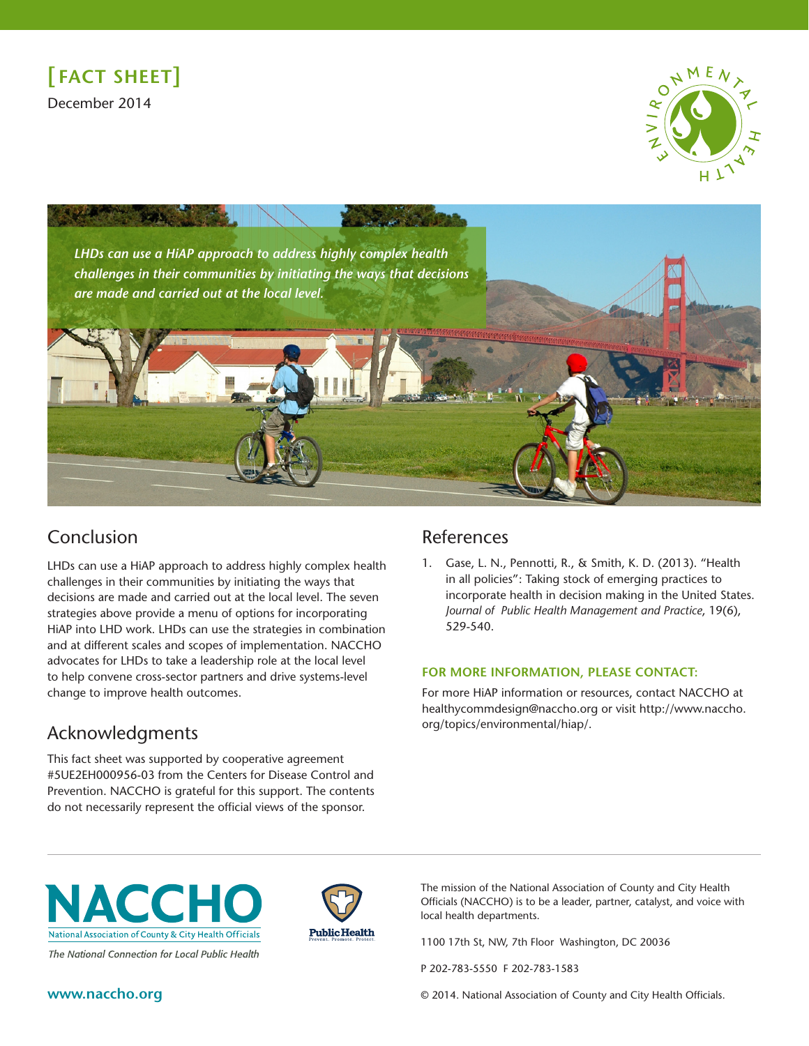**[FACT SHEET]**

December 2014

*LHDs can use a HiAP approach to address highly complex health challenges in their communities by initiating the ways that decisions are made and carried out at the local level.*

## Conclusion

LHDs can use a HiAP approach to address highly complex health challenges in their communities by initiating the ways that decisions are made and carried out at the local level. The seven strategies above provide a menu of options for incorporating HiAP into LHD work. LHDs can use the strategies in combination and at different scales and scopes of implementation. NACCHO advocates for LHDs to take a leadership role at the local level to help convene cross-sector partners and drive systems-level change to improve health outcomes.

## Acknowledgments

This fact sheet was supported by cooperative agreement #5UE2EH000956-03 from the Centers for Disease Control and Prevention. NACCHO is grateful for this support. The contents do not necessarily represent the official views of the sponsor.

## References

1. Gase, L. N., Pennotti, R., & Smith, K. D. (2013). "Health in all policies": Taking stock of emerging practices to incorporate health in decision making in the United States. *Journal of Public Health Management and Practice*, 19(6), 529-540.

**FOR MORE INFORMATION, PLEASE CONTACT:**

For more HiAP information or resources, contact NACCHO at healthycommdesign@naccho.org or visit http://www.naccho.org/topics/environmental/hiap/.

NACCHO
National Association of County & City Health Officials
*The National Connection for Local Public Health*

www.naccho.org

The mission of the National Association of County and City Health Officials (NACCHO) is to be a leader, partner, catalyst, and voice with local health departments.

1100 17th St, NW, 7th Floor Washington, DC 20036

P 202-783-5550 F 202-783-1583

© 2014. National Association of County and City Health Officials.